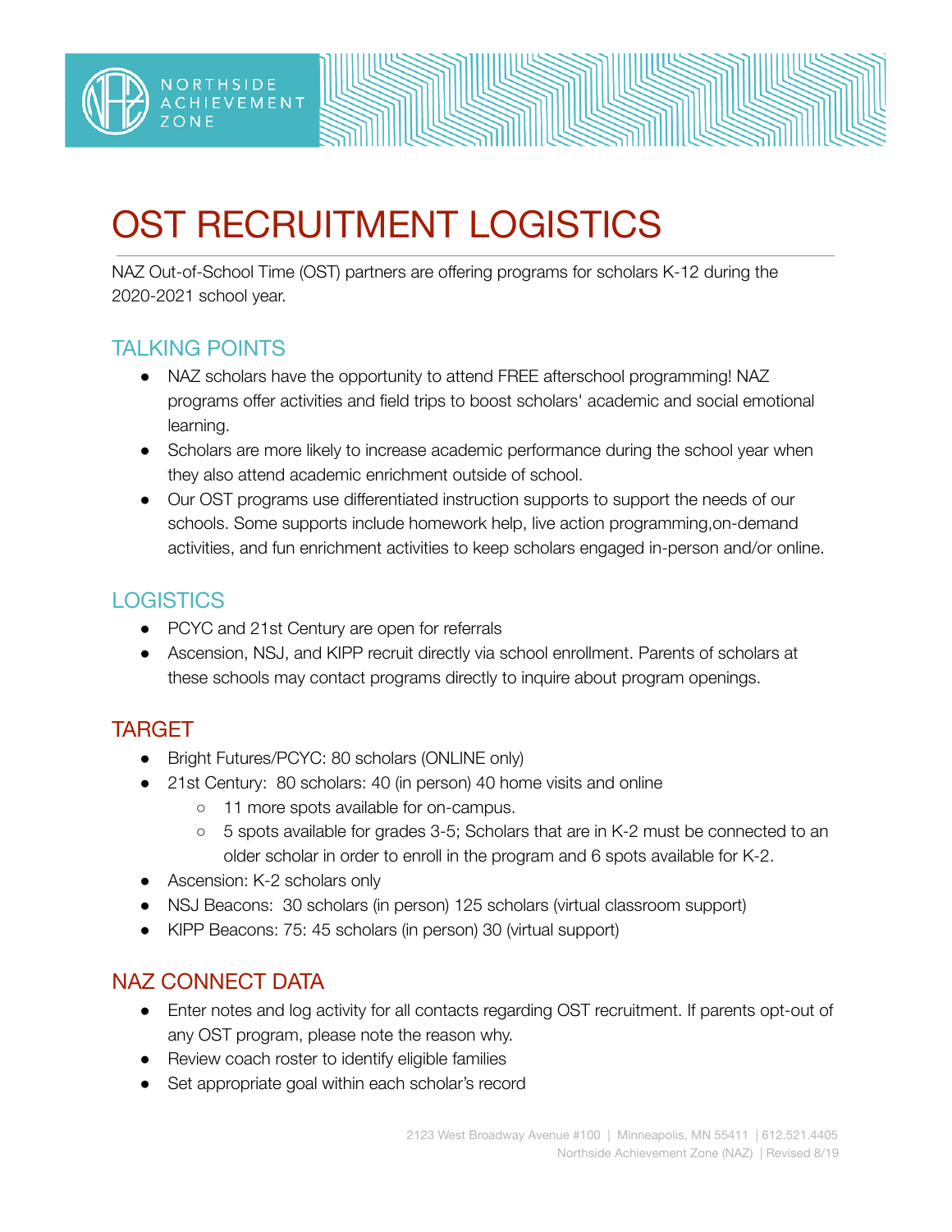# OST RECRUITMENT LOGISTICS

NAZ Out-of-School Time (OST) partners are offering programs for scholars K-12 during the 2020-2021 school year.

## TALKING POINTS

- NAZ scholars have the opportunity to attend FREE afterschool programming! NAZ programs offer activities and field trips to boost scholars' academic and social emotional learning.
- Scholars are more likely to increase academic performance during the school year when they also attend academic enrichment outside of school.
- Our OST programs use differentiated instruction supports to support the needs of our schools. Some supports include homework help, live action programming,on-demand activities, and fun enrichment activities to keep scholars engaged in-person and/or online.

## LOGISTICS

- PCYC and 21st Century are open for referrals
- Ascension, NSJ, and KIPP recruit directly via school enrollment. Parents of scholars at these schools may contact programs directly to inquire about program openings.

## TARGET

- Bright Futures/PCYC: 80 scholars (ONLINE only)
- 21st Century: 80 scholars: 40 (in person) 40 home visits and online
    - 11 more spots available for on-campus.
    - 5 spots available for grades 3-5; Scholars that are in K-2 must be connected to an older scholar in order to enroll in the program and 6 spots available for K-2.
- Ascension: K-2 scholars only
- NSJ Beacons: 30 scholars (in person) 125 scholars (virtual classroom support)
- KIPP Beacons: 75: 45 scholars (in person) 30 (virtual support)

## NAZ CONNECT DATA

- Enter notes and log activity for all contacts regarding OST recruitment. If parents opt-out of any OST program, please note the reason why.
- Review coach roster to identify eligible families
- Set appropriate goal within each scholar's record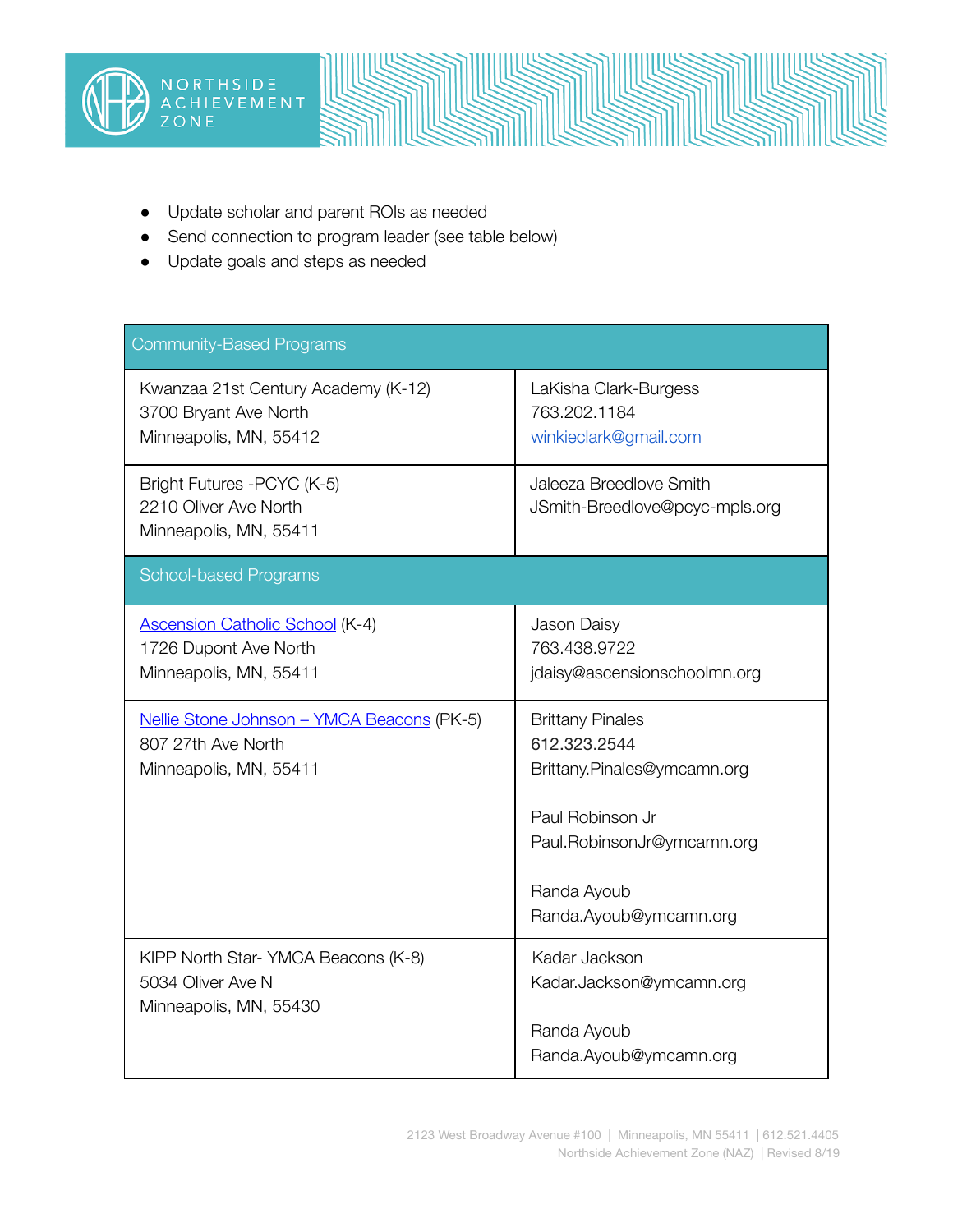- Update scholar and parent ROIs as needed
- Send connection to program leader (see table below)
- Update goals and steps as needed

| Community-Based Programs | |
|---|---|
| Kwanzaa 21st Century Academy (K-12)<br>3700 Bryant Ave North<br>Minneapolis, MN, 55412 | LaKisha Clark-Burgess<br>763.202.1184<br>winkieclark@gmail.com |
| Bright Futures -PCYC (K-5)<br>2210 Oliver Ave North<br>Minneapolis, MN, 55411 | Jaleeza Breedlove Smith<br>JSmith-Breedlove@pcyc-mpls.org |
| **School-based Programs** | |
| Ascension Catholic School (K-4)<br>1726 Dupont Ave North<br>Minneapolis, MN, 55411 | Jason Daisy<br>763.438.9722<br>jdaisy@ascensionschoolmn.org |
| Nellie Stone Johnson – YMCA Beacons (PK-5)<br>807 27th Ave North<br>Minneapolis, MN, 55411 | Brittany Pinales<br>612.323.2544<br>Brittany.Pinales@ymcamn.org<br><br>Paul Robinson Jr<br>Paul.RobinsonJr@ymcamn.org<br><br>Randa Ayoub<br>Randa.Ayoub@ymcamn.org |
| KIPP North Star- YMCA Beacons (K-8)<br>5034 Oliver Ave N<br>Minneapolis, MN, 55430 | Kadar Jackson<br>Kadar.Jackson@ymcamn.org<br><br>Randa Ayoub<br>Randa.Ayoub@ymcamn.org |